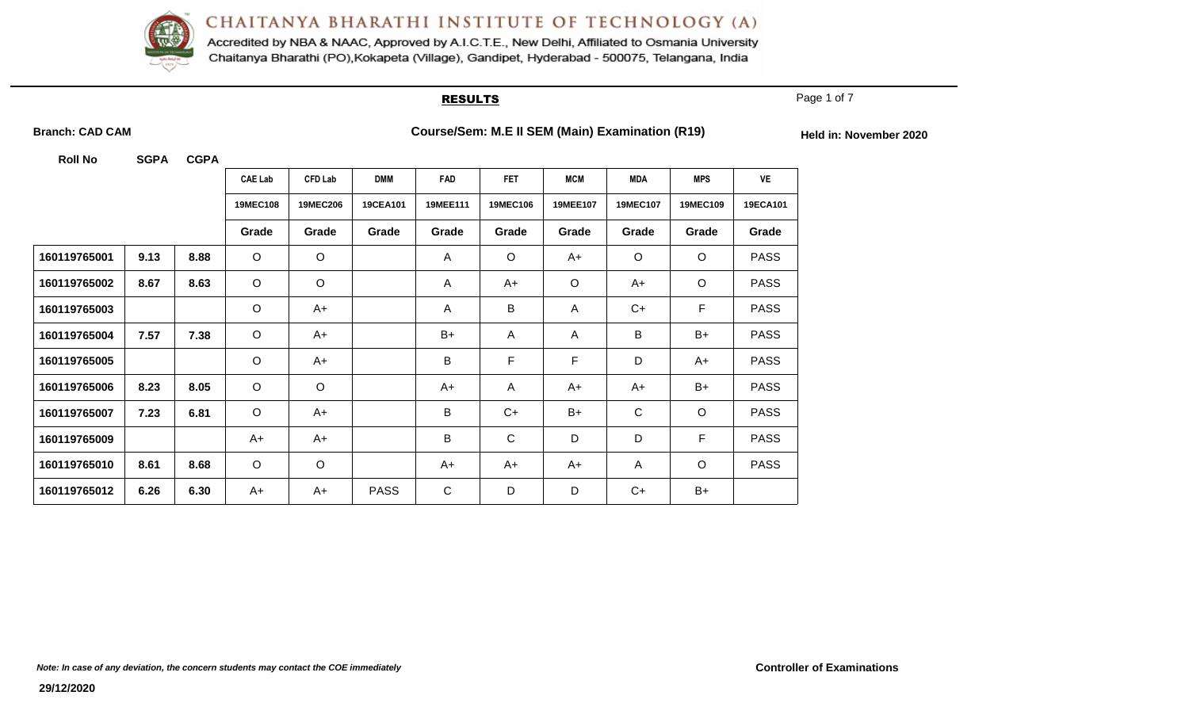# CHAITANYA BHARATHI INSTITUTE OF TECHNOLOGY (A)

Accredited by NBA & NAAC, Approved by A.I.C.T.E., New Delhi, Affiliated to Osmania University
Chaitanya Bharathi (PO),Kokapeta (Village), Gandipet, Hyderabad - 500075, Telangana, India

## RESULTS

**Branch: CAD CAM** **Course/Sem: M.E II SEM (Main) Examination (R19)** **Held in: November 2020**

| Roll No | SGPA | CGPA | CAE Lab | CFD Lab | DMM | FAD | FET | MCM | MDA | MPS | VE |
|---|---|---|---|---|---|---|---|---|---|---|---|
| | | | 19MEC108 | 19MEC206 | 19CEA101 | 19MEE111 | 19MEC106 | 19MEE107 | 19MEC107 | 19MEC109 | 19ECA101 |
| | | | Grade | Grade | Grade | Grade | Grade | Grade | Grade | Grade | Grade |
| 160119765001 | 9.13 | 8.88 | O | O | | A | O | A+ | O | O | PASS |
| 160119765002 | 8.67 | 8.63 | O | O | | A | A+ | O | A+ | O | PASS |
| 160119765003 | | | O | A+ | | A | B | A | C+ | F | PASS |
| 160119765004 | 7.57 | 7.38 | O | A+ | | B+ | A | A | B | B+ | PASS |
| 160119765005 | | | O | A+ | | B | F | F | D | A+ | PASS |
| 160119765006 | 8.23 | 8.05 | O | O | | A+ | A | A+ | A+ | B+ | PASS |
| 160119765007 | 7.23 | 6.81 | O | A+ | | B | C+ | B+ | C | O | PASS |
| 160119765009 | | | A+ | A+ | | B | C | D | D | F | PASS |
| 160119765010 | 8.61 | 8.68 | O | O | | A+ | A+ | A+ | A | O | PASS |
| 160119765012 | 6.26 | 6.30 | A+ | A+ | PASS | C | D | D | C+ | B+ | |

*Note: In case of any deviation, the concern students may contact the COE immediately*

**Controller of Examinations**

29/12/2020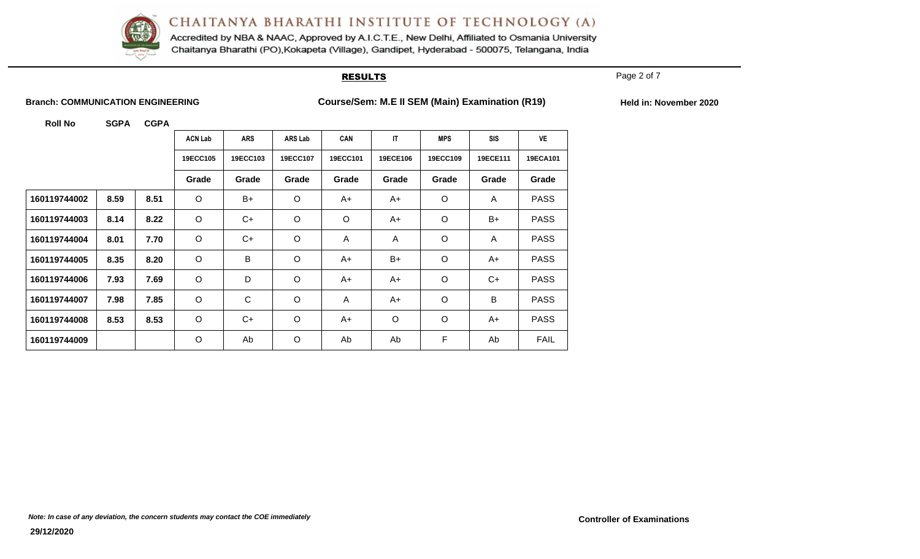# CHAITANYA BHARATHI INSTITUTE OF TECHNOLOGY (A)

Accredited by NBA & NAAC, Approved by A.I.C.T.E., New Delhi, Affiliated to Osmania University
Chaitanya Bharathi (PO),Kokapeta (Village), Gandipet, Hyderabad - 500075, Telangana, India

## RESULTS

**Branch: COMMUNICATION ENGINEERING** | **Course/Sem: M.E II SEM (Main) Examination (R19)** | **Held in: November 2020**

| Roll No | SGPA | CGPA | ACN Lab | ARS | ARS Lab | CAN | IT | MPS | SIS | VE |
|---|---|---|---|---|---|---|---|---|---|---|
| | | | 19ECC105 | 19ECC103 | 19ECC107 | 19ECC101 | 19ECE106 | 19ECC109 | 19ECE111 | 19ECA101 |
| | | | Grade | Grade | Grade | Grade | Grade | Grade | Grade | Grade |
| 160119744002 | 8.59 | 8.51 | O | B+ | O | A+ | A+ | O | A | PASS |
| 160119744003 | 8.14 | 8.22 | O | C+ | O | O | A+ | O | B+ | PASS |
| 160119744004 | 8.01 | 7.70 | O | C+ | O | A | A | O | A | PASS |
| 160119744005 | 8.35 | 8.20 | O | B | O | A+ | B+ | O | A+ | PASS |
| 160119744006 | 7.93 | 7.69 | O | D | O | A+ | A+ | O | C+ | PASS |
| 160119744007 | 7.98 | 7.85 | O | C | O | A | A+ | O | B | PASS |
| 160119744008 | 8.53 | 8.53 | O | C+ | O | A+ | O | O | A+ | PASS |
| 160119744009 | | | O | Ab | O | Ab | Ab | F | Ab | FAIL |

*Note: In case of any deviation, the concern students may contact the COE immediately*

**Controller of Examinations**

**29/12/2020**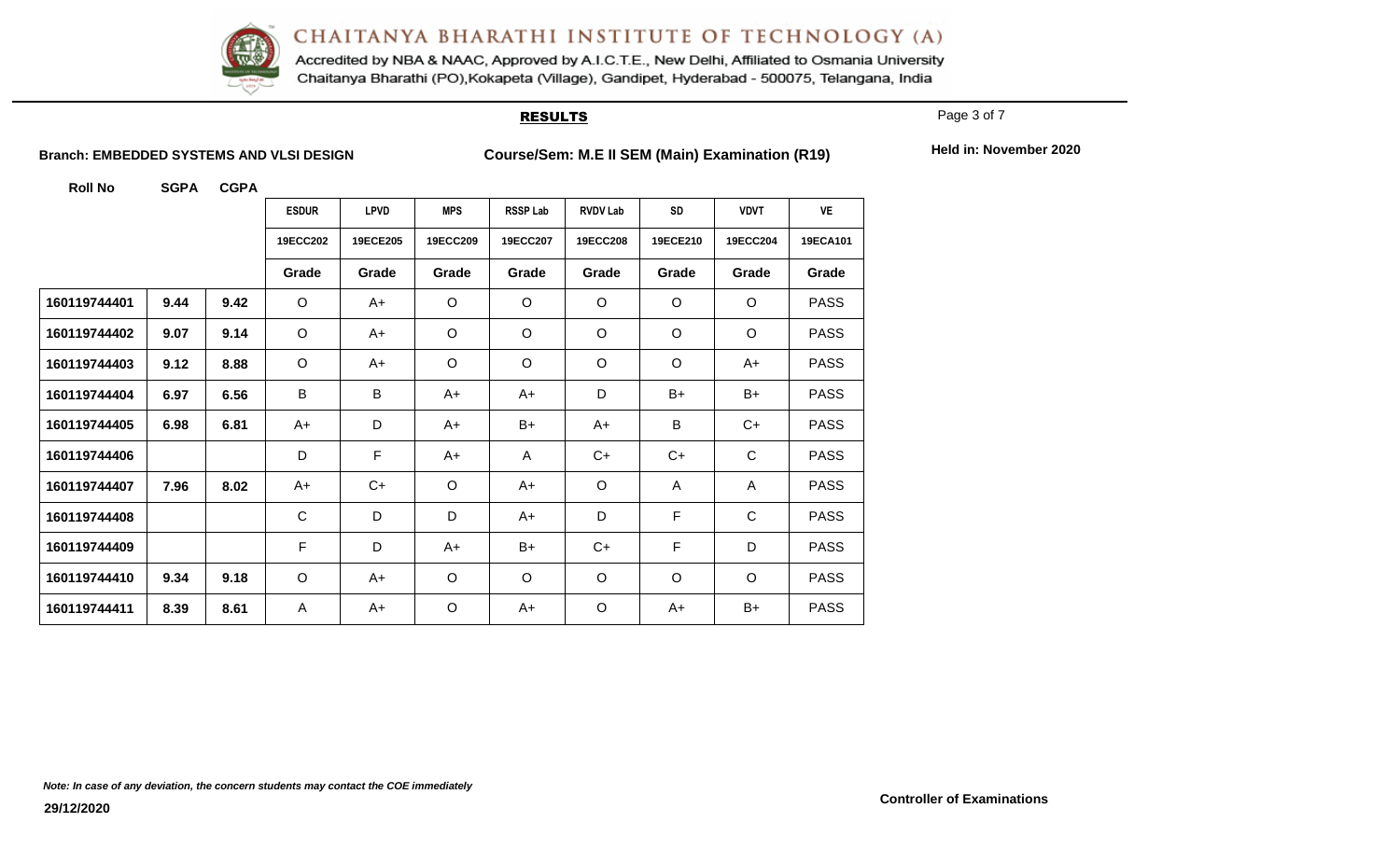# CHAITANYA BHARATHI INSTITUTE OF TECHNOLOGY (A)

Accredited by NBA & NAAC, Approved by A.I.C.T.E., New Delhi, Affiliated to Osmania University
Chaitanya Bharathi (PO),Kokapeta (Village), Gandipet, Hyderabad - 500075, Telangana, India

## RESULTS

**Branch: EMBEDDED SYSTEMS AND VLSI DESIGN** **Course/Sem: M.E II SEM (Main) Examination (R19)** **Held in: November 2020**

| Roll No | SGPA | CGPA | ESDUR | LPVD | MPS | RSSP Lab | RVDV Lab | SD | VDVT | VE |
|---|---|---|---|---|---|---|---|---|---|---|
| | | | 19ECC202 | 19ECE205 | 19ECC209 | 19ECC207 | 19ECC208 | 19ECE210 | 19ECC204 | 19ECA101 |
| | | | Grade | Grade | Grade | Grade | Grade | Grade | Grade | Grade |
| 160119744401 | 9.44 | 9.42 | O | A+ | O | O | O | O | O | PASS |
| 160119744402 | 9.07 | 9.14 | O | A+ | O | O | O | O | O | PASS |
| 160119744403 | 9.12 | 8.88 | O | A+ | O | O | O | O | A+ | PASS |
| 160119744404 | 6.97 | 6.56 | B | B | A+ | A+ | D | B+ | B+ | PASS |
| 160119744405 | 6.98 | 6.81 | A+ | D | A+ | B+ | A+ | B | C+ | PASS |
| 160119744406 | | | D | F | A+ | A | C+ | C+ | C | PASS |
| 160119744407 | 7.96 | 8.02 | A+ | C+ | O | A+ | O | A | A | PASS |
| 160119744408 | | | C | D | D | A+ | D | F | C | PASS |
| 160119744409 | | | F | D | A+ | B+ | C+ | F | D | PASS |
| 160119744410 | 9.34 | 9.18 | O | A+ | O | O | O | O | O | PASS |
| 160119744411 | 8.39 | 8.61 | A | A+ | O | A+ | O | A+ | B+ | PASS |

*Note: In case of any deviation, the concern students may contact the COE immediately*

**29/12/2020**

**Controller of Examinations**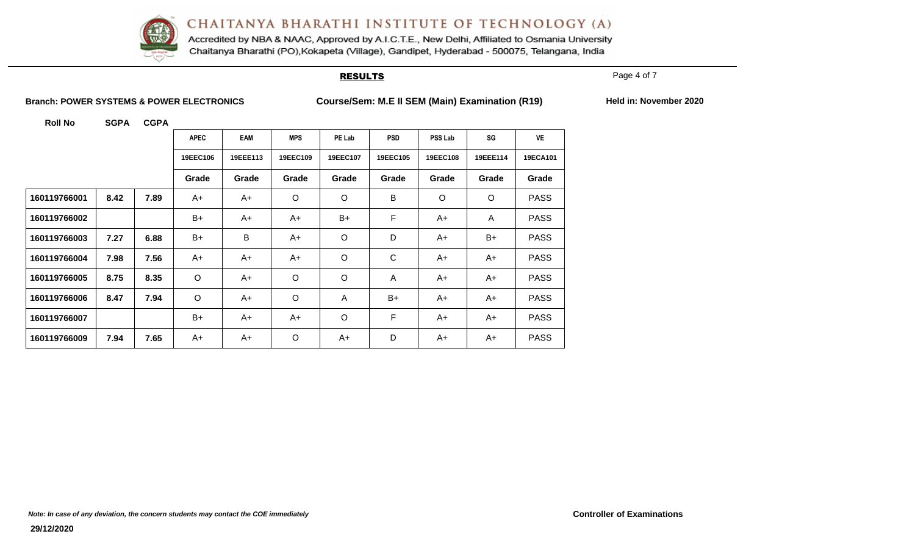# CHAITANYA BHARATHI INSTITUTE OF TECHNOLOGY (A)

Accredited by NBA & NAAC, Approved by A.I.C.T.E., New Delhi, Affiliated to Osmania University
Chaitanya Bharathi (PO),Kokapeta (Village), Gandipet, Hyderabad - 500075, Telangana, India

## RESULTS

**Branch: POWER SYSTEMS & POWER ELECTRONICS** **Course/Sem: M.E II SEM (Main) Examination (R19)** **Held in: November 2020**

| Roll No | SGPA | CGPA | APEC | EAM | MPS | PE Lab | PSD | PSS Lab | SG | VE |
|---|---|---|---|---|---|---|---|---|---|---|
| | | | 19EEC106 | 19EEE113 | 19EEC109 | 19EEC107 | 19EEC105 | 19EEC108 | 19EEE114 | 19ECA101 |
| | | | Grade | Grade | Grade | Grade | Grade | Grade | Grade | Grade |
| 160119766001 | 8.42 | 7.89 | A+ | A+ | O | O | B | O | O | PASS |
| 160119766002 | | | B+ | A+ | A+ | B+ | F | A+ | A | PASS |
| 160119766003 | 7.27 | 6.88 | B+ | B | A+ | O | D | A+ | B+ | PASS |
| 160119766004 | 7.98 | 7.56 | A+ | A+ | A+ | O | C | A+ | A+ | PASS |
| 160119766005 | 8.75 | 8.35 | O | A+ | O | O | A | A+ | A+ | PASS |
| 160119766006 | 8.47 | 7.94 | O | A+ | O | A | B+ | A+ | A+ | PASS |
| 160119766007 | | | B+ | A+ | A+ | O | F | A+ | A+ | PASS |
| 160119766009 | 7.94 | 7.65 | A+ | A+ | O | A+ | D | A+ | A+ | PASS |

*Note: In case of any deviation, the concern students may contact the COE immediately*

**Controller of Examinations**

**29/12/2020**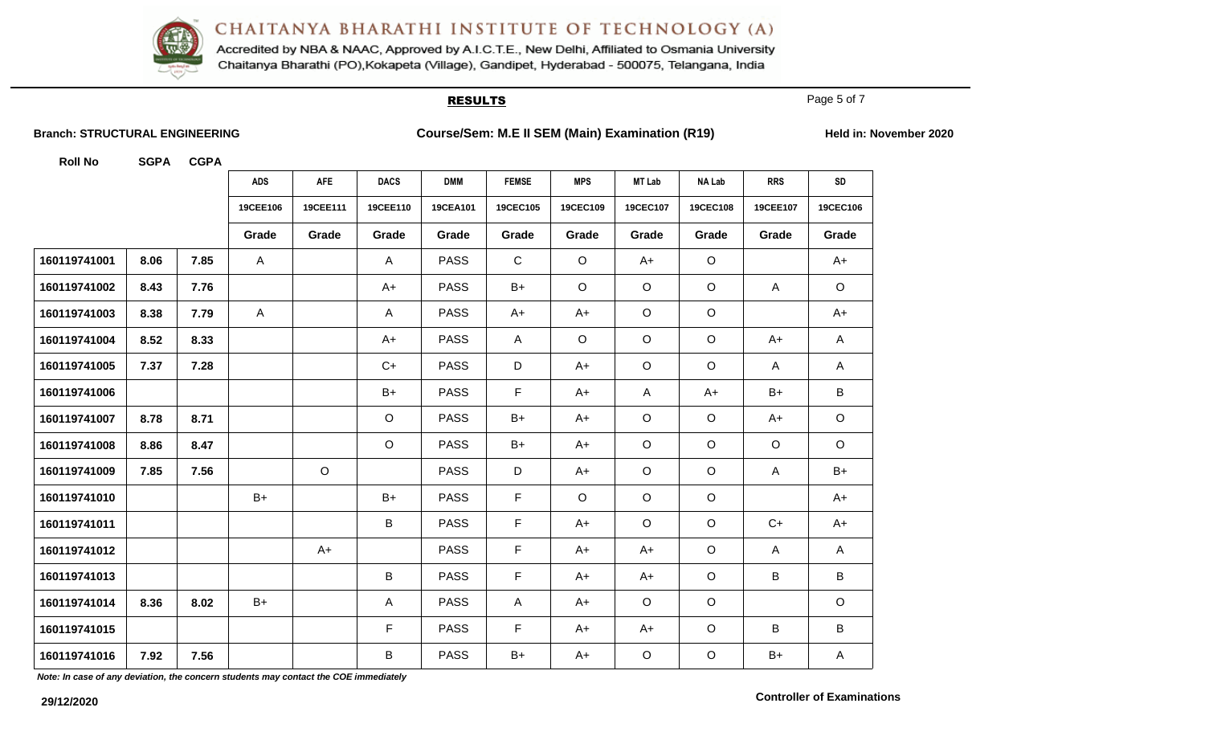# CHAITANYA BHARATHI INSTITUTE OF TECHNOLOGY (A)

Accredited by NBA & NAAC, Approved by A.I.C.T.E., New Delhi, Affiliated to Osmania University
Chaitanya Bharathi (PO),Kokapeta (Village), Gandipet, Hyderabad - 500075, Telangana, India

## RESULTS

**Branch: STRUCTURAL ENGINEERING** **Course/Sem: M.E II SEM (Main) Examination (R19)** **Held in: November 2020**

| Roll No | SGPA | CGPA | ADS | AFE | DACS | DMM | FEMSE | MPS | MT Lab | NA Lab | RRS | SD |
|---|---|---|---|---|---|---|---|---|---|---|---|---|
| | | | 19CEE106 | 19CEE111 | 19CEE110 | 19CEA101 | 19CEC105 | 19CEC109 | 19CEC107 | 19CEC108 | 19CEE107 | 19CEC106 |
| | | | Grade | Grade | Grade | Grade | Grade | Grade | Grade | Grade | Grade | Grade |
| 160119741001 | 8.06 | 7.85 | A | | A | PASS | C | O | A+ | O | | A+ |
| 160119741002 | 8.43 | 7.76 | | | A+ | PASS | B+ | O | O | O | A | O |
| 160119741003 | 8.38 | 7.79 | A | | A | PASS | A+ | A+ | O | O | | A+ |
| 160119741004 | 8.52 | 8.33 | | | A+ | PASS | A | O | O | O | A+ | A |
| 160119741005 | 7.37 | 7.28 | | | C+ | PASS | D | A+ | O | O | A | A |
| 160119741006 | | | | | B+ | PASS | F | A+ | A | A+ | B+ | B |
| 160119741007 | 8.78 | 8.71 | | | O | PASS | B+ | A+ | O | O | A+ | O |
| 160119741008 | 8.86 | 8.47 | | | O | PASS | B+ | A+ | O | O | O | O |
| 160119741009 | 7.85 | 7.56 | | O | | PASS | D | A+ | O | O | A | B+ |
| 160119741010 | | | B+ | | B+ | PASS | F | O | O | O | | A+ |
| 160119741011 | | | | | B | PASS | F | A+ | O | O | C+ | A+ |
| 160119741012 | | | | A+ | | PASS | F | A+ | A+ | O | A | A |
| 160119741013 | | | | | B | PASS | F | A+ | A+ | O | B | B |
| 160119741014 | 8.36 | 8.02 | B+ | | A | PASS | A | A+ | O | O | | O |
| 160119741015 | | | | | F | PASS | F | A+ | A+ | O | B | B |
| 160119741016 | 7.92 | 7.56 | | | B | PASS | B+ | A+ | O | O | B+ | A |

*Note: In case of any deviation, the concern students may contact the COE immediately*

29/12/2020

**Controller of Examinations**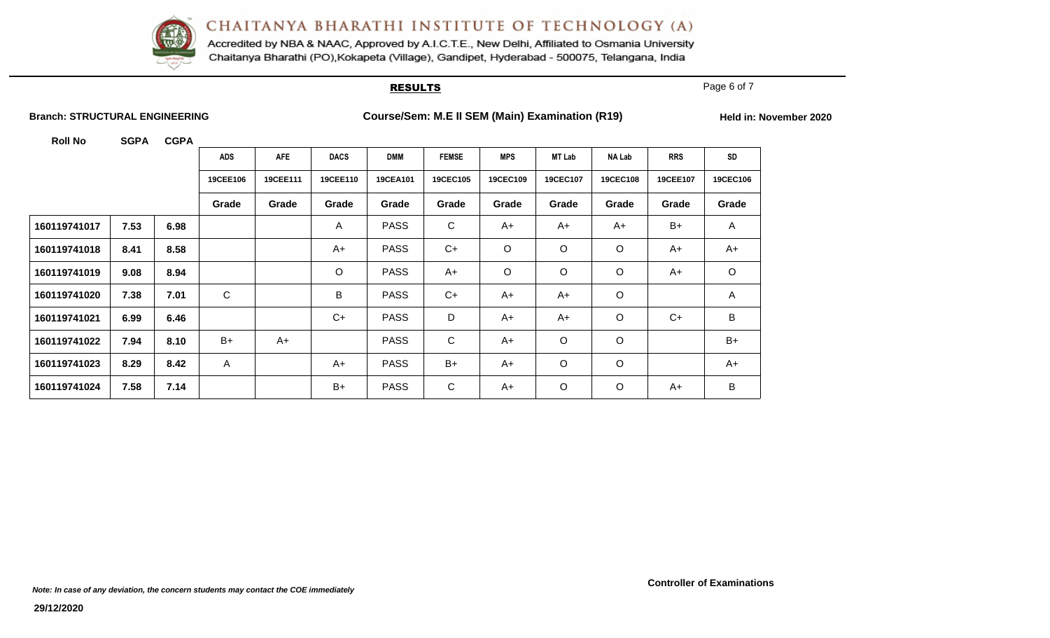# CHAITANYA BHARATHI INSTITUTE OF TECHNOLOGY (A)

Accredited by NBA & NAAC, Approved by A.I.C.T.E., New Delhi, Affiliated to Osmania University
Chaitanya Bharathi (PO),Kokapeta (Village), Gandipet, Hyderabad - 500075, Telangana, India

## RESULTS

**Branch: STRUCTURAL ENGINEERING** **Course/Sem: M.E II SEM (Main) Examination (R19)** **Held in: November 2020**

| Roll No | SGPA | CGPA | ADS | AFE | DACS | DMM | FEMSE | MPS | MT Lab | NA Lab | RRS | SD |
|---|---|---|---|---|---|---|---|---|---|---|---|---|
| | | | 19CEE106 | 19CEE111 | 19CEE110 | 19CEA101 | 19CEC105 | 19CEC109 | 19CEC107 | 19CEC108 | 19CEE107 | 19CEC106 |
| | | | Grade | Grade | Grade | Grade | Grade | Grade | Grade | Grade | Grade | Grade |
| 160119741017 | 7.53 | 6.98 | | | A | PASS | C | A+ | A+ | A+ | B+ | A |
| 160119741018 | 8.41 | 8.58 | | | A+ | PASS | C+ | O | O | O | A+ | A+ |
| 160119741019 | 9.08 | 8.94 | | | O | PASS | A+ | O | O | O | A+ | O |
| 160119741020 | 7.38 | 7.01 | C | | B | PASS | C+ | A+ | A+ | O | | A |
| 160119741021 | 6.99 | 6.46 | | | C+ | PASS | D | A+ | A+ | O | C+ | B |
| 160119741022 | 7.94 | 8.10 | B+ | A+ | | PASS | C | A+ | O | O | | B+ |
| 160119741023 | 8.29 | 8.42 | A | | A+ | PASS | B+ | A+ | O | O | | A+ |
| 160119741024 | 7.58 | 7.14 | | | B+ | PASS | C | A+ | O | O | A+ | B |

**Controller of Examinations**

*Note: In case of any deviation, the concern students may contact the COE immediately*

**29/12/2020**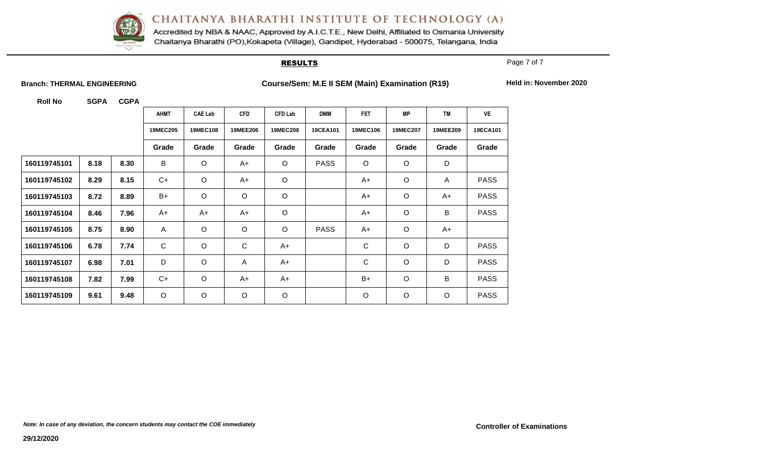# CHAITANYA BHARATHI INSTITUTE OF TECHNOLOGY (A)

Accredited by NBA & NAAC, Approved by A.I.C.T.E., New Delhi, Affiliated to Osmania University
Chaitanya Bharathi (PO),Kokapeta (Village), Gandipet, Hyderabad - 500075, Telangana, India

## RESULTS

**Branch: THERMAL ENGINEERING** **Course/Sem: M.E II SEM (Main) Examination (R19)** **Held in: November 2020**

| Roll No | SGPA | CGPA | AHMT | CAE Lab | CFD | CFD Lab | DMM | FET | MP | TM | VE |
|---|---|---|---|---|---|---|---|---|---|---|---|
| | | | 19MEC205 | 19MEC108 | 19MEE206 | 19MEC206 | 19CEA101 | 19MEC106 | 19MEC207 | 19MEE209 | 19ECA101 |
| | | | Grade | Grade | Grade | Grade | Grade | Grade | Grade | Grade | Grade |
| 160119745101 | 8.18 | 8.30 | B | O | A+ | O | PASS | O | O | D | |
| 160119745102 | 8.29 | 8.15 | C+ | O | A+ | O | | A+ | O | A | PASS |
| 160119745103 | 8.72 | 8.89 | B+ | O | O | O | | A+ | O | A+ | PASS |
| 160119745104 | 8.46 | 7.96 | A+ | A+ | A+ | O | | A+ | O | B | PASS |
| 160119745105 | 8.75 | 8.90 | A | O | O | O | PASS | A+ | O | A+ | |
| 160119745106 | 6.78 | 7.74 | C | O | C | A+ | | C | O | D | PASS |
| 160119745107 | 6.98 | 7.01 | D | O | A | A+ | | C | O | D | PASS |
| 160119745108 | 7.82 | 7.99 | C+ | O | A+ | A+ | | B+ | O | B | PASS |
| 160119745109 | 9.61 | 9.48 | O | O | O | O | | O | O | O | PASS |

*Note: In case of any deviation, the concern students may contact the COE immediately*

**Controller of Examinations**

29/12/2020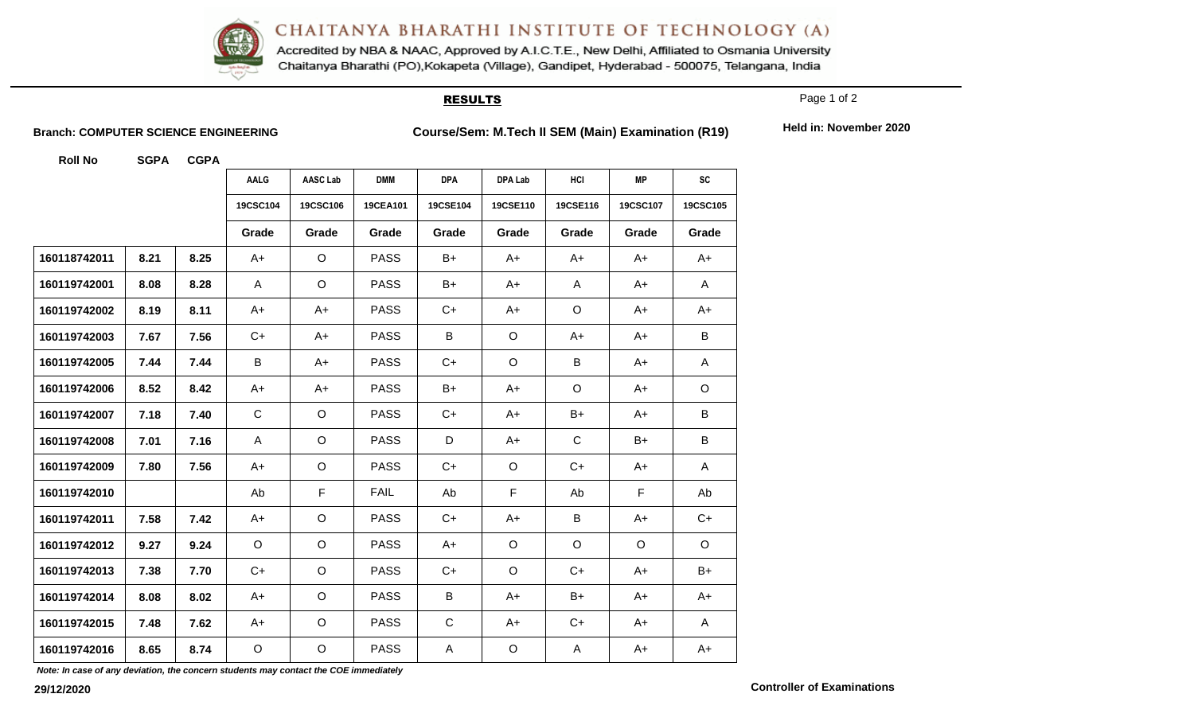# CHAITANYA BHARATHI INSTITUTE OF TECHNOLOGY (A)

Accredited by NBA & NAAC, Approved by A.I.C.T.E., New Delhi, Affiliated to Osmania University
Chaitanya Bharathi (PO),Kokapeta (Village), Gandipet, Hyderabad - 500075, Telangana, India

## RESULTS

**Branch: COMPUTER SCIENCE ENGINEERING** **Course/Sem: M.Tech II SEM (Main) Examination (R19)** **Held in: November 2020**

| Roll No | SGPA | CGPA | AALG | AASC Lab | DMM | DPA | DPA Lab | HCI | MP | SC |
|---|---|---|---|---|---|---|---|---|---|---|
| | | | 19CSC104 | 19CSC106 | 19CEA101 | 19CSE104 | 19CSE110 | 19CSE116 | 19CSC107 | 19CSC105 |
| | | | Grade | Grade | Grade | Grade | Grade | Grade | Grade | Grade |
| 160118742011 | 8.21 | 8.25 | A+ | O | PASS | B+ | A+ | A+ | A+ | A+ |
| 160119742001 | 8.08 | 8.28 | A | O | PASS | B+ | A+ | A | A+ | A |
| 160119742002 | 8.19 | 8.11 | A+ | A+ | PASS | C+ | A+ | O | A+ | A+ |
| 160119742003 | 7.67 | 7.56 | C+ | A+ | PASS | B | O | A+ | A+ | B |
| 160119742005 | 7.44 | 7.44 | B | A+ | PASS | C+ | O | B | A+ | A |
| 160119742006 | 8.52 | 8.42 | A+ | A+ | PASS | B+ | A+ | O | A+ | O |
| 160119742007 | 7.18 | 7.40 | C | O | PASS | C+ | A+ | B+ | A+ | B |
| 160119742008 | 7.01 | 7.16 | A | O | PASS | D | A+ | C | B+ | B |
| 160119742009 | 7.80 | 7.56 | A+ | O | PASS | C+ | O | C+ | A+ | A |
| 160119742010 | | | Ab | F | FAIL | Ab | F | Ab | F | Ab |
| 160119742011 | 7.58 | 7.42 | A+ | O | PASS | C+ | A+ | B | A+ | C+ |
| 160119742012 | 9.27 | 9.24 | O | O | PASS | A+ | O | O | O | O |
| 160119742013 | 7.38 | 7.70 | C+ | O | PASS | C+ | O | C+ | A+ | B+ |
| 160119742014 | 8.08 | 8.02 | A+ | O | PASS | B | A+ | B+ | A+ | A+ |
| 160119742015 | 7.48 | 7.62 | A+ | O | PASS | C | A+ | C+ | A+ | A |
| 160119742016 | 8.65 | 8.74 | O | O | PASS | A | O | A | A+ | A+ |

*Note: In case of any deviation, the concern students may contact the COE immediately*

**29/12/2020** **Controller of Examinations**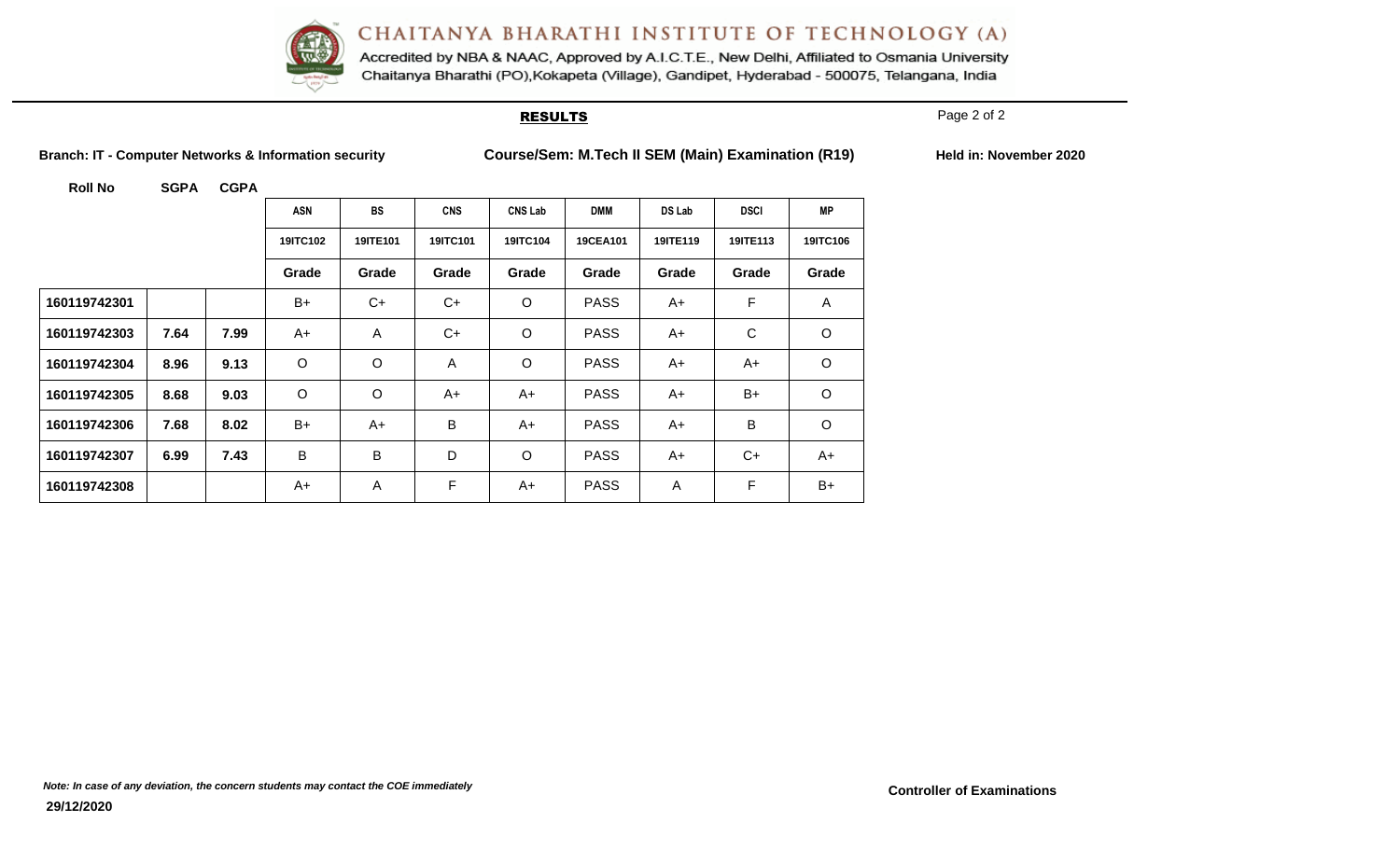# CHAITANYA BHARATHI INSTITUTE OF TECHNOLOGY (A)

Accredited by NBA & NAAC, Approved by A.I.C.T.E., New Delhi, Affiliated to Osmania University
Chaitanya Bharathi (PO),Kokapeta (Village), Gandipet, Hyderabad - 500075, Telangana, India

## RESULTS

**Branch: IT - Computer Networks & Information security** **Course/Sem: M.Tech II SEM (Main) Examination (R19)** **Held in: November 2020**

| Roll No | SGPA | CGPA | ASN | BS | CNS | CNS Lab | DMM | DS Lab | DSCI | MP |
|---|---|---|---|---|---|---|---|---|---|---|
| | | | 19ITC102 | 19ITE101 | 19ITC101 | 19ITC104 | 19CEA101 | 19ITE119 | 19ITE113 | 19ITC106 |
| | | | Grade | Grade | Grade | Grade | Grade | Grade | Grade | Grade |
| 160119742301 | | | B+ | C+ | C+ | O | PASS | A+ | F | A |
| 160119742303 | 7.64 | 7.99 | A+ | A | C+ | O | PASS | A+ | C | O |
| 160119742304 | 8.96 | 9.13 | O | O | A | O | PASS | A+ | A+ | O |
| 160119742305 | 8.68 | 9.03 | O | O | A+ | A+ | PASS | A+ | B+ | O |
| 160119742306 | 7.68 | 8.02 | B+ | A+ | B | A+ | PASS | A+ | B | O |
| 160119742307 | 6.99 | 7.43 | B | B | D | O | PASS | A+ | C+ | A+ |
| 160119742308 | | | A+ | A | F | A+ | PASS | A | F | B+ |

*Note: In case of any deviation, the concern students may contact the COE immediately*

**29/12/2020**

**Controller of Examinations**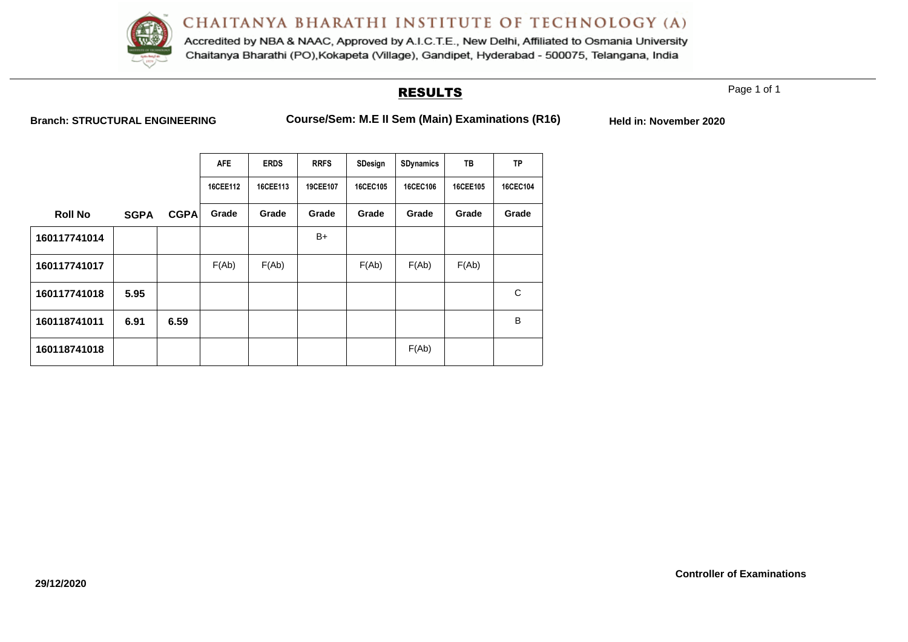# CHAITANYA BHARATHI INSTITUTE OF TECHNOLOGY (A)

Accredited by NBA & NAAC, Approved by A.I.C.T.E., New Delhi, Affiliated to Osmania University
Chaitanya Bharathi (PO),Kokapeta (Village), Gandipet, Hyderabad - 500075, Telangana, India

## RESULTS

**Branch: STRUCTURAL ENGINEERING** **Course/Sem: M.E II Sem (Main) Examinations (R16)** **Held in: November 2020**

| | | | AFE | ERDS | RRFS | SDesign | SDynamics | TB | TP |
|---|---|---|---|---|---|---|---|---|---|
| | | | 16CEE112 | 16CEE113 | 19CEE107 | 16CEC105 | 16CEC106 | 16CEE105 | 16CEC104 |
| **Roll No** | **SGPA** | **CGPA** | **Grade** | **Grade** | **Grade** | **Grade** | **Grade** | **Grade** | **Grade** |
| **160117741014** | | | | | B+ | | | | |
| **160117741017** | | | F(Ab) | F(Ab) | | F(Ab) | F(Ab) | F(Ab) | |
| **160117741018** | **5.95** | | | | | | | | C |
| **160118741011** | **6.91** | **6.59** | | | | | | | B |
| **160118741018** | | | | | | | F(Ab) | | |

**29/12/2020**

**Controller of Examinations**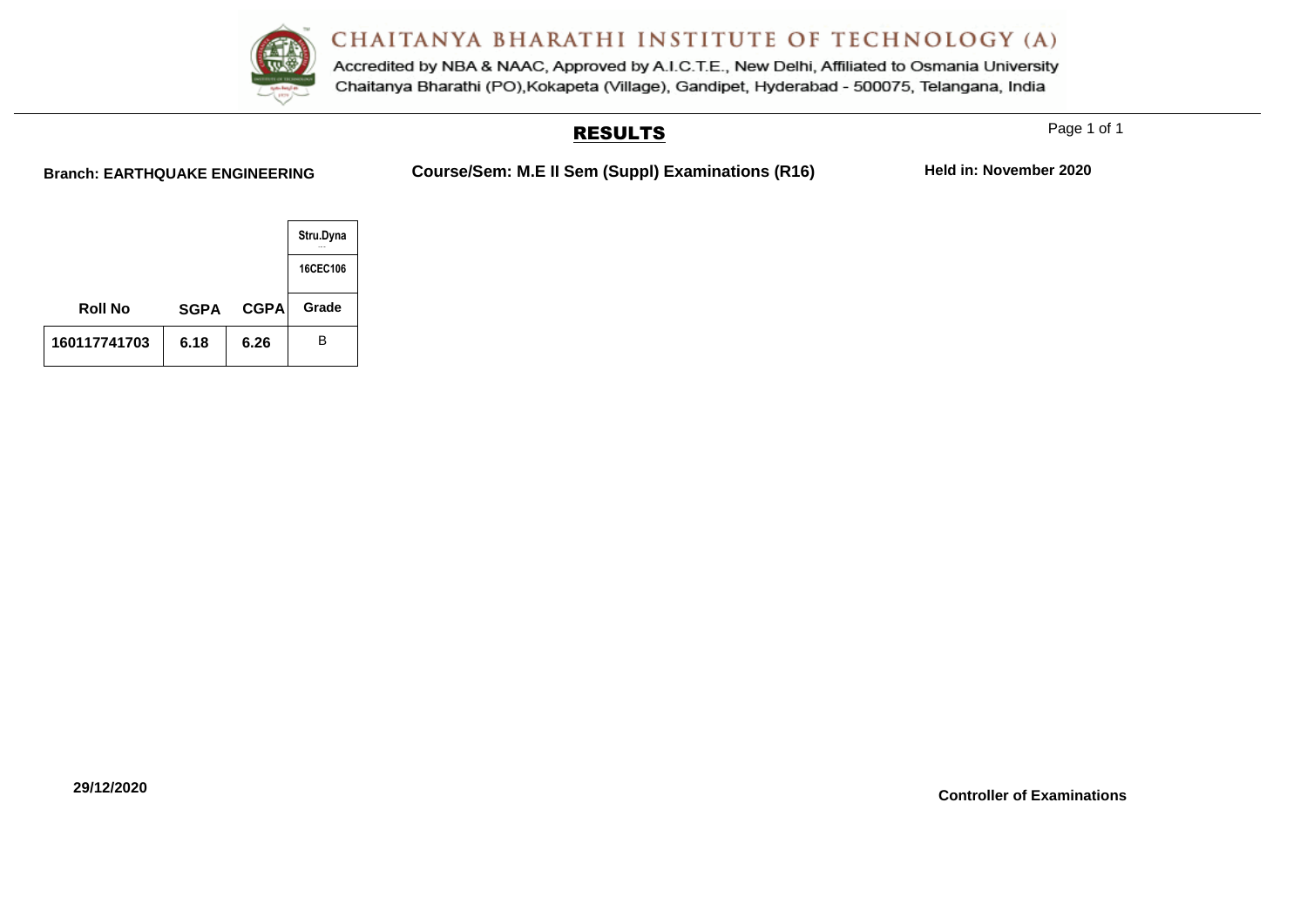# CHAITANYA BHARATHI INSTITUTE OF TECHNOLOGY (A)

Accredited by NBA & NAAC, Approved by A.I.C.T.E., New Delhi, Affiliated to Osmania University
Chaitanya Bharathi (PO),Kokapeta (Village), Gandipet, Hyderabad - 500075, Telangana, India

## RESULTS

**Branch: EARTHQUAKE ENGINEERING** **Course/Sem: M.E II Sem (Suppl) Examinations (R16)** **Held in: November 2020**

| | | | Stru.Dyna |
|---|---|---|---|
| | | | 16CEC106 |
| Roll No | SGPA | CGPA | Grade |
| 160117741703 | 6.18 | 6.26 | B |

29/12/2020

**Controller of Examinations**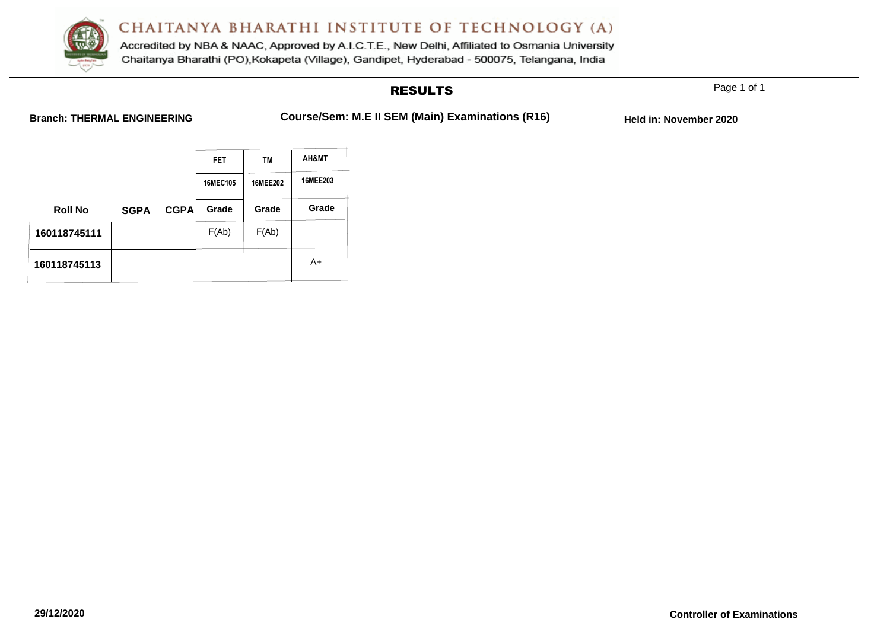# CHAITANYA BHARATHI INSTITUTE OF TECHNOLOGY (A)

Accredited by NBA & NAAC, Approved by A.I.C.T.E., New Delhi, Affiliated to Osmania University
Chaitanya Bharathi (PO),Kokapeta (Village), Gandipet, Hyderabad - 500075, Telangana, India

## RESULTS

**Branch: THERMAL ENGINEERING** **Course/Sem: M.E II SEM (Main) Examinations (R16)** **Held in: November 2020**

| | | | FET | TM | AH&MT |
|---|---|---|---|---|---|
| | | | 16MEC105 | 16MEE202 | 16MEE203 |
| **Roll No** | **SGPA** | **CGPA** | **Grade** | **Grade** | **Grade** |
| **160118745111** | | | F(Ab) | F(Ab) | |
| **160118745113** | | | | | A+ |

**29/12/2020**

**Controller of Examinations**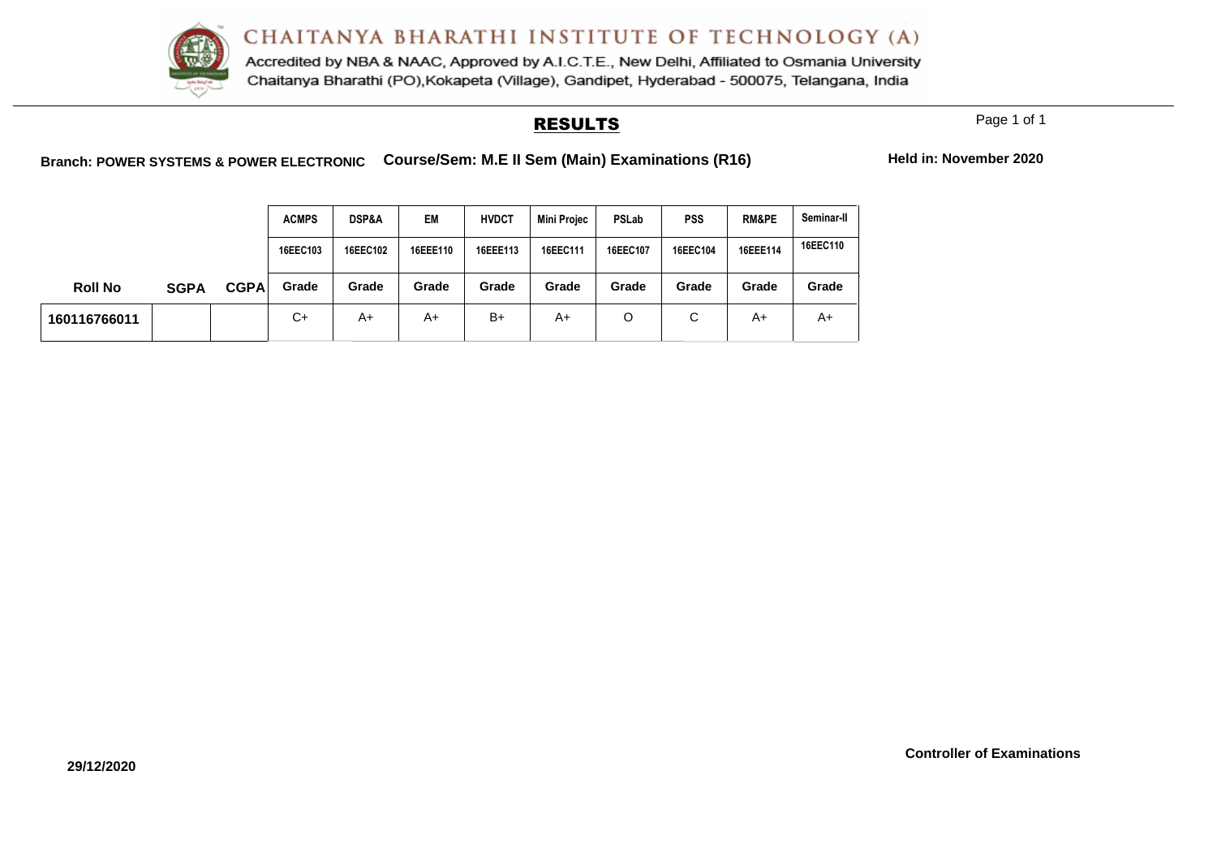# CHAITANYA BHARATHI INSTITUTE OF TECHNOLOGY (A)

Accredited by NBA & NAAC, Approved by A.I.C.T.E., New Delhi, Affiliated to Osmania University
Chaitanya Bharathi (PO),Kokapeta (Village), Gandipet, Hyderabad - 500075, Telangana, India

## RESULTS

**Branch: POWER SYSTEMS & POWER ELECTRONIC** **Course/Sem: M.E II Sem (Main) Examinations (R16)** **Held in: November 2020**

| | | | ACMPS | DSP&A | EM | HVDCT | Mini Projec | PSLab | PSS | RM&PE | Seminar-II |
|---|---|---|---|---|---|---|---|---|---|---|---|
| | | | 16EEC103 | 16EEC102 | 16EEE110 | 16EEE113 | 16EEC111 | 16EEC107 | 16EEC104 | 16EEE114 | 16EEC110 |
| **Roll No** | **SGPA** | **CGPA** | **Grade** | **Grade** | **Grade** | **Grade** | **Grade** | **Grade** | **Grade** | **Grade** | **Grade** |
| **160116766011** | | | C+ | A+ | A+ | B+ | A+ | O | C | A+ | A+ |

**Controller of Examinations**

**29/12/2020**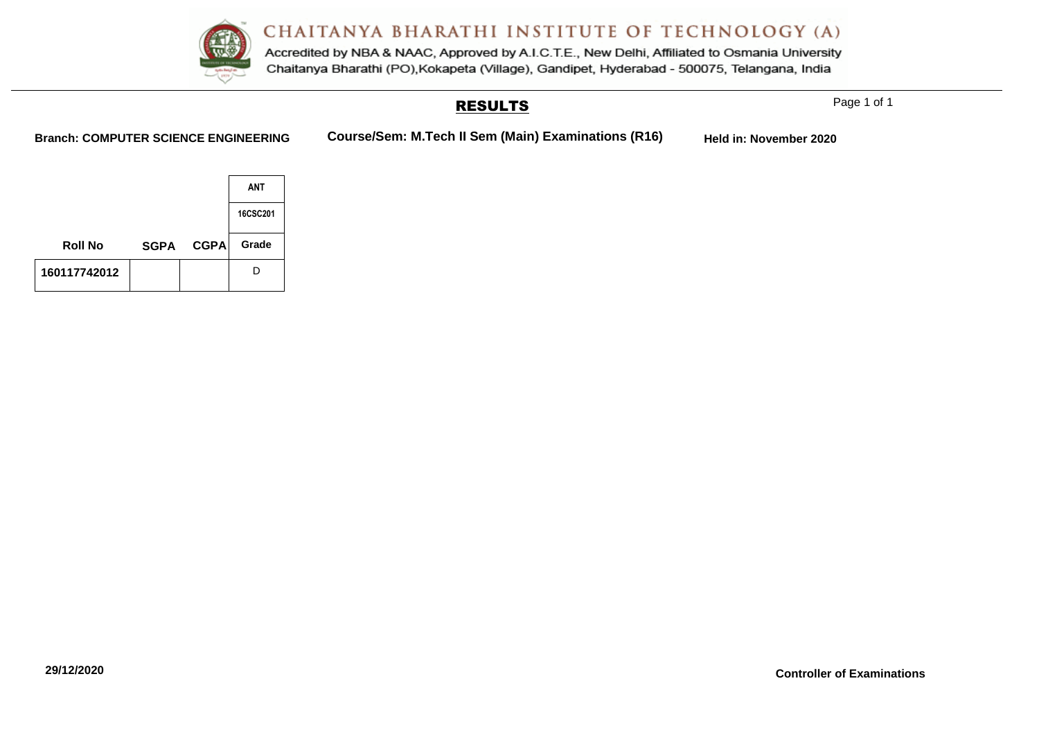# CHAITANYA BHARATHI INSTITUTE OF TECHNOLOGY (A)

Accredited by NBA & NAAC, Approved by A.I.C.T.E., New Delhi, Affiliated to Osmania University
Chaitanya Bharathi (PO),Kokapeta (Village), Gandipet, Hyderabad - 500075, Telangana, India

## RESULTS

**Branch: COMPUTER SCIENCE ENGINEERING** **Course/Sem: M.Tech II Sem (Main) Examinations (R16)** **Held in: November 2020**

| | | | ANT |
|---|---|---|---|
| | | | 16CSC201 |
| **Roll No** | **SGPA** | **CGPA** | **Grade** |
| 160117742012 | | | D |

**29/12/2020**

**Controller of Examinations**